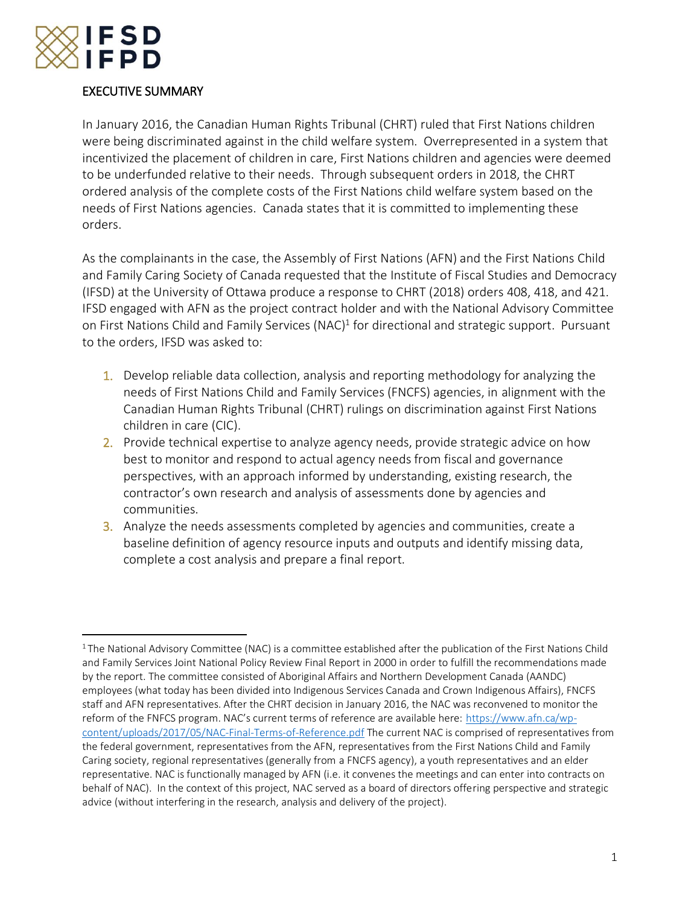## EXECUTIVE SUMMARY

In January 2016, the Canadian Human Rights Tribunal (CHRT) ruled that First Nations children were being discriminated against in the child welfare system. Overrepresented in a system that incentivized the placement of children in care, First Nations children and agencies were deemed to be underfunded relative to their needs. Through subsequent orders in 2018, the CHRT ordered analysis of the complete costs of the First Nations child welfare system based on the needs of First Nations agencies. Canada states that it is committed to implementing these orders.

As the complainants in the case, the Assembly of First Nations (AFN) and the First Nations Child and Family Caring Society of Canada requested that the Institute of Fiscal Studies and Democracy (IFSD) at the University of Ottawa produce a response to CHRT (2018) orders 408, 418, and 421. IFSD engaged with AFN as the project contract holder and with the National Advisory Committee on First Nations Child and Family Services (NAC)[1] for directional and strategic support. Pursuant to the orders, IFSD was asked to:

1. Develop reliable data collection, analysis and reporting methodology for analyzing the needs of First Nations Child and Family Services (FNCFS) agencies, in alignment with the Canadian Human Rights Tribunal (CHRT) rulings on discrimination against First Nations children in care (CIC).
2. Provide technical expertise to analyze agency needs, provide strategic advice on how best to monitor and respond to actual agency needs from fiscal and governance perspectives, with an approach informed by understanding, existing research, the contractor's own research and analysis of assessments done by agencies and communities.
3. Analyze the needs assessments completed by agencies and communities, create a baseline definition of agency resource inputs and outputs and identify missing data, complete a cost analysis and prepare a final report.

---

[1] The National Advisory Committee (NAC) is a committee established after the publication of the First Nations Child and Family Services Joint National Policy Review Final Report in 2000 in order to fulfill the recommendations made by the report. The committee consisted of Aboriginal Affairs and Northern Development Canada (AANDC) employees (what today has been divided into Indigenous Services Canada and Crown Indigenous Affairs), FNCFS staff and AFN representatives. After the CHRT decision in January 2016, the NAC was reconvened to monitor the reform of the FNFCS program. NAC's current terms of reference are available here: https://www.afn.ca/wp-content/uploads/2017/05/NAC-Final-Terms-of-Reference.pdf The current NAC is comprised of representatives from the federal government, representatives from the AFN, representatives from the First Nations Child and Family Caring society, regional representatives (generally from a FNCFS agency), a youth representatives and an elder representative. NAC is functionally managed by AFN (i.e. it convenes the meetings and can enter into contracts on behalf of NAC). In the context of this project, NAC served as a board of directors offering perspective and strategic advice (without interfering in the research, analysis and delivery of the project).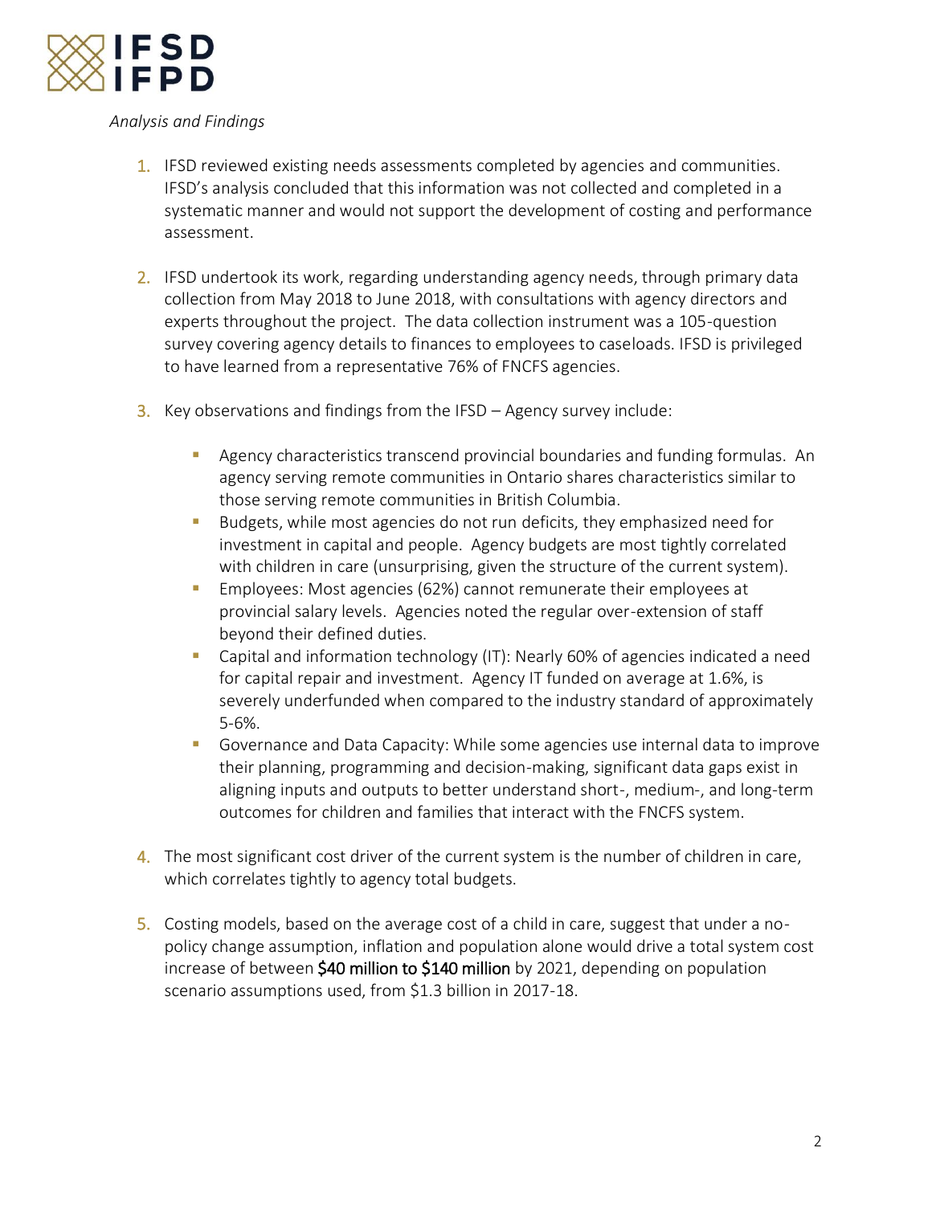*Analysis and Findings*

1. IFSD reviewed existing needs assessments completed by agencies and communities. IFSD's analysis concluded that this information was not collected and completed in a systematic manner and would not support the development of costing and performance assessment.

2. IFSD undertook its work, regarding understanding agency needs, through primary data collection from May 2018 to June 2018, with consultations with agency directors and experts throughout the project. The data collection instrument was a 105-question survey covering agency details to finances to employees to caseloads. IFSD is privileged to have learned from a representative 76% of FNCFS agencies.

3. Key observations and findings from the IFSD – Agency survey include:

   - Agency characteristics transcend provincial boundaries and funding formulas. An agency serving remote communities in Ontario shares characteristics similar to those serving remote communities in British Columbia.
   - Budgets, while most agencies do not run deficits, they emphasized need for investment in capital and people. Agency budgets are most tightly correlated with children in care (unsurprising, given the structure of the current system).
   - Employees: Most agencies (62%) cannot remunerate their employees at provincial salary levels. Agencies noted the regular over-extension of staff beyond their defined duties.
   - Capital and information technology (IT): Nearly 60% of agencies indicated a need for capital repair and investment. Agency IT funded on average at 1.6%, is severely underfunded when compared to the industry standard of approximately 5-6%.
   - Governance and Data Capacity: While some agencies use internal data to improve their planning, programming and decision-making, significant data gaps exist in aligning inputs and outputs to better understand short-, medium-, and long-term outcomes for children and families that interact with the FNCFS system.

4. The most significant cost driver of the current system is the number of children in care, which correlates tightly to agency total budgets.

5. Costing models, based on the average cost of a child in care, suggest that under a no-policy change assumption, inflation and population alone would drive a total system cost increase of between $40 million to $140 million by 2021, depending on population scenario assumptions used, from $1.3 billion in 2017-18.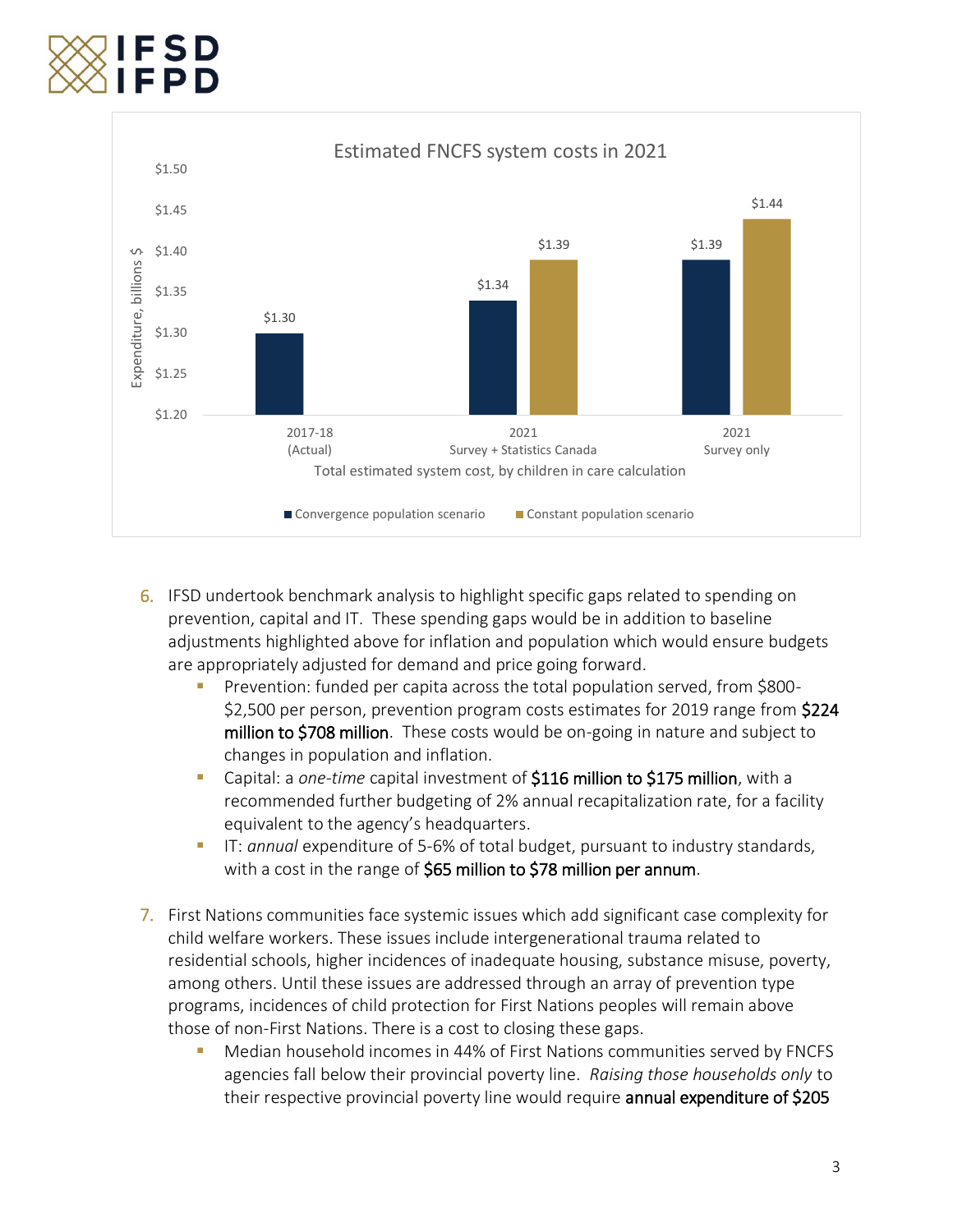**Estimated FNCFS system costs in 2021**

Total estimated system cost, by children in care calculation (Expenditure, billions $)

| | Convergence population scenario | Constant population scenario |
|---|---|---|
| 2017-18 (Actual) | $1.30 | |
| 2021 Survey + Statistics Canada | $1.34 | $1.39 |
| 2021 Survey only | $1.39 | $1.44 |

6. IFSD undertook benchmark analysis to highlight specific gaps related to spending on prevention, capital and IT. These spending gaps would be in addition to baseline adjustments highlighted above for inflation and population which would ensure budgets are appropriately adjusted for demand and price going forward.
   - Prevention: funded per capita across the total population served, from $800-$2,500 per person, prevention program costs estimates for 2019 range from **$224 million to $708 million**. These costs would be on-going in nature and subject to changes in population and inflation.
   - Capital: a *one-time* capital investment of **$116 million to $175 million**, with a recommended further budgeting of 2% annual recapitalization rate, for a facility equivalent to the agency's headquarters.
   - IT: *annual* expenditure of 5-6% of total budget, pursuant to industry standards, with a cost in the range of **$65 million to $78 million per annum**.

7. First Nations communities face systemic issues which add significant case complexity for child welfare workers. These issues include intergenerational trauma related to residential schools, higher incidences of inadequate housing, substance misuse, poverty, among others. Until these issues are addressed through an array of prevention type programs, incidences of child protection for First Nations peoples will remain above those of non-First Nations. There is a cost to closing these gaps.
   - Median household incomes in 44% of First Nations communities served by FNCFS agencies fall below their provincial poverty line. *Raising those households only* to their respective provincial poverty line would require **annual expenditure of $205**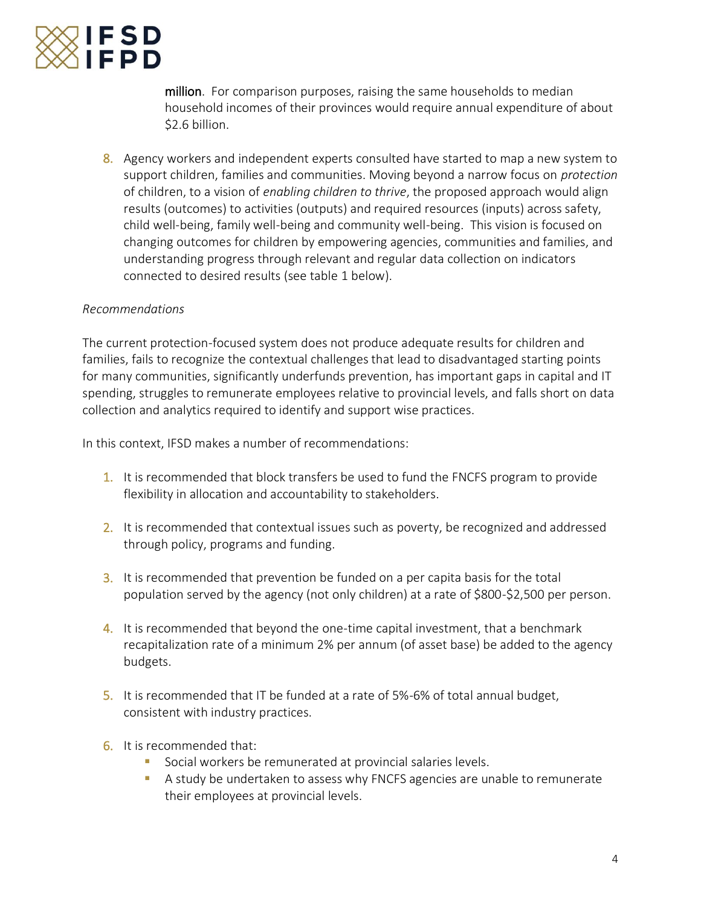million. For comparison purposes, raising the same households to median household incomes of their provinces would require annual expenditure of about $2.6 billion.

8. Agency workers and independent experts consulted have started to map a new system to support children, families and communities. Moving beyond a narrow focus on *protection* of children, to a vision of *enabling children to thrive*, the proposed approach would align results (outcomes) to activities (outputs) and required resources (inputs) across safety, child well-being, family well-being and community well-being. This vision is focused on changing outcomes for children by empowering agencies, communities and families, and understanding progress through relevant and regular data collection on indicators connected to desired results (see table 1 below).

*Recommendations*

The current protection-focused system does not produce adequate results for children and families, fails to recognize the contextual challenges that lead to disadvantaged starting points for many communities, significantly underfunds prevention, has important gaps in capital and IT spending, struggles to remunerate employees relative to provincial levels, and falls short on data collection and analytics required to identify and support wise practices.

In this context, IFSD makes a number of recommendations:

1. It is recommended that block transfers be used to fund the FNCFS program to provide flexibility in allocation and accountability to stakeholders.

2. It is recommended that contextual issues such as poverty, be recognized and addressed through policy, programs and funding.

3. It is recommended that prevention be funded on a per capita basis for the total population served by the agency (not only children) at a rate of $800-$2,500 per person.

4. It is recommended that beyond the one-time capital investment, that a benchmark recapitalization rate of a minimum 2% per annum (of asset base) be added to the agency budgets.

5. It is recommended that IT be funded at a rate of 5%-6% of total annual budget, consistent with industry practices.

6. It is recommended that:
   - Social workers be remunerated at provincial salaries levels.
   - A study be undertaken to assess why FNCFS agencies are unable to remunerate their employees at provincial levels.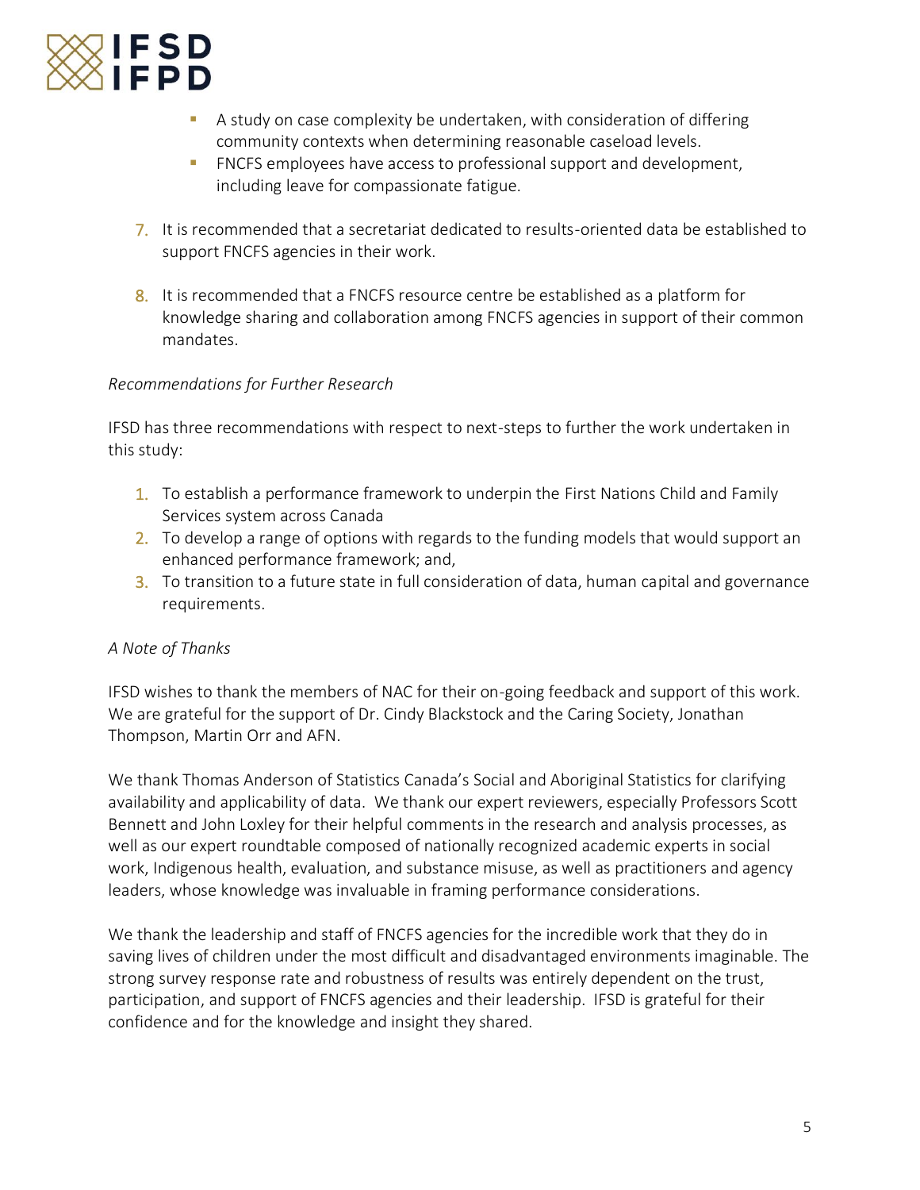- A study on case complexity be undertaken, with consideration of differing community contexts when determining reasonable caseload levels.
- FNCFS employees have access to professional support and development, including leave for compassionate fatigue.

7. It is recommended that a secretariat dedicated to results-oriented data be established to support FNCFS agencies in their work.

8. It is recommended that a FNCFS resource centre be established as a platform for knowledge sharing and collaboration among FNCFS agencies in support of their common mandates.

*Recommendations for Further Research*

IFSD has three recommendations with respect to next-steps to further the work undertaken in this study:

1. To establish a performance framework to underpin the First Nations Child and Family Services system across Canada
2. To develop a range of options with regards to the funding models that would support an enhanced performance framework; and,
3. To transition to a future state in full consideration of data, human capital and governance requirements.

*A Note of Thanks*

IFSD wishes to thank the members of NAC for their on-going feedback and support of this work. We are grateful for the support of Dr. Cindy Blackstock and the Caring Society, Jonathan Thompson, Martin Orr and AFN.

We thank Thomas Anderson of Statistics Canada's Social and Aboriginal Statistics for clarifying availability and applicability of data. We thank our expert reviewers, especially Professors Scott Bennett and John Loxley for their helpful comments in the research and analysis processes, as well as our expert roundtable composed of nationally recognized academic experts in social work, Indigenous health, evaluation, and substance misuse, as well as practitioners and agency leaders, whose knowledge was invaluable in framing performance considerations.

We thank the leadership and staff of FNCFS agencies for the incredible work that they do in saving lives of children under the most difficult and disadvantaged environments imaginable. The strong survey response rate and robustness of results was entirely dependent on the trust, participation, and support of FNCFS agencies and their leadership. IFSD is grateful for their confidence and for the knowledge and insight they shared.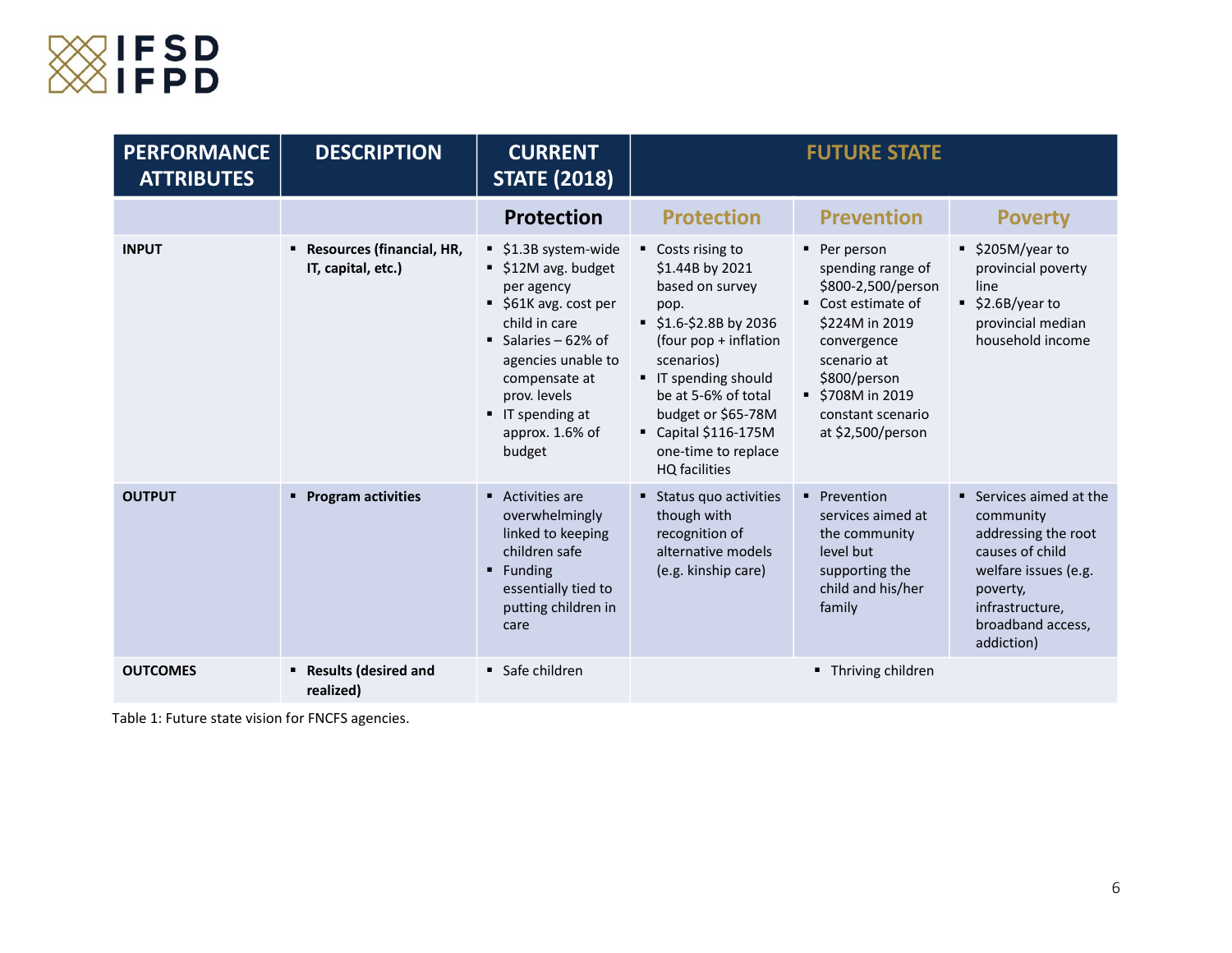| PERFORMANCE ATTRIBUTES | DESCRIPTION | CURRENT STATE (2018) | FUTURE STATE | | |
|---|---|---|---|---|---|
| | | Protection | Protection | Prevention | Poverty |
| **INPUT** | ▪ **Resources (financial, HR, IT, capital, etc.)** | ▪ $1.3B system-wide<br>▪ $12M avg. budget per agency<br>▪ $61K avg. cost per child in care<br>▪ Salaries – 62% of agencies unable to compensate at prov. levels<br>▪ IT spending at approx. 1.6% of budget | ▪ Costs rising to $1.44B by 2021 based on survey pop.<br>▪ $1.6-$2.8B by 2036 (four pop + inflation scenarios)<br>▪ IT spending should be at 5-6% of total budget or $65-78M<br>▪ Capital $116-175M one-time to replace HQ facilities | ▪ Per person spending range of $800-2,500/person<br>▪ Cost estimate of $224M in 2019 convergence scenario at $800/person<br>▪ $708M in 2019 constant scenario at $2,500/person | ▪ $205M/year to provincial poverty line<br>▪ $2.6B/year to provincial median household income |
| **OUTPUT** | ▪ **Program activities** | ▪ Activities are overwhelmingly linked to keeping children safe<br>▪ Funding essentially tied to putting children in care | ▪ Status quo activities though with recognition of alternative models (e.g. kinship care) | ▪ Prevention services aimed at the community level but supporting the child and his/her family | ▪ Services aimed at the community addressing the root causes of child welfare issues (e.g. poverty, infrastructure, broadband access, addiction) |
| **OUTCOMES** | ▪ **Results (desired and realized)** | ▪ Safe children | ▪ Thriving children | | |

Table 1: Future state vision for FNCFS agencies.